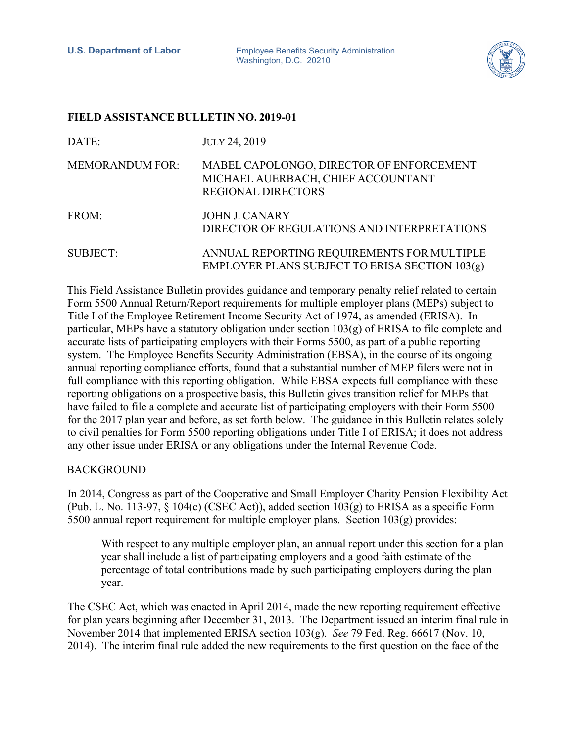**U.S. Department of Labor** Employee Benefits Security Administration
Washington, D.C. 20210

# FIELD ASSISTANCE BULLETIN NO. 2019-01

| | |
|---|---|
| DATE: | JULY 24, 2019 |
| MEMORANDUM FOR: | MABEL CAPOLONGO, DIRECTOR OF ENFORCEMENT<br>MICHAEL AUERBACH, CHIEF ACCOUNTANT<br>REGIONAL DIRECTORS |
| FROM: | JOHN J. CANARY<br>DIRECTOR OF REGULATIONS AND INTERPRETATIONS |
| SUBJECT: | ANNUAL REPORTING REQUIREMENTS FOR MULTIPLE EMPLOYER PLANS SUBJECT TO ERISA SECTION 103(g) |

This Field Assistance Bulletin provides guidance and temporary penalty relief related to certain Form 5500 Annual Return/Report requirements for multiple employer plans (MEPs) subject to Title I of the Employee Retirement Income Security Act of 1974, as amended (ERISA). In particular, MEPs have a statutory obligation under section 103(g) of ERISA to file complete and accurate lists of participating employers with their Forms 5500, as part of a public reporting system. The Employee Benefits Security Administration (EBSA), in the course of its ongoing annual reporting compliance efforts, found that a substantial number of MEP filers were not in full compliance with this reporting obligation. While EBSA expects full compliance with these reporting obligations on a prospective basis, this Bulletin gives transition relief for MEPs that have failed to file a complete and accurate list of participating employers with their Form 5500 for the 2017 plan year and before, as set forth below. The guidance in this Bulletin relates solely to civil penalties for Form 5500 reporting obligations under Title I of ERISA; it does not address any other issue under ERISA or any obligations under the Internal Revenue Code.

## BACKGROUND

In 2014, Congress as part of the Cooperative and Small Employer Charity Pension Flexibility Act (Pub. L. No. 113-97, § 104(c) (CSEC Act)), added section 103(g) to ERISA as a specific Form 5500 annual report requirement for multiple employer plans. Section 103(g) provides:

> With respect to any multiple employer plan, an annual report under this section for a plan year shall include a list of participating employers and a good faith estimate of the percentage of total contributions made by such participating employers during the plan year.

The CSEC Act, which was enacted in April 2014, made the new reporting requirement effective for plan years beginning after December 31, 2013. The Department issued an interim final rule in November 2014 that implemented ERISA section 103(g). *See* 79 Fed. Reg. 66617 (Nov. 10, 2014). The interim final rule added the new requirements to the first question on the face of the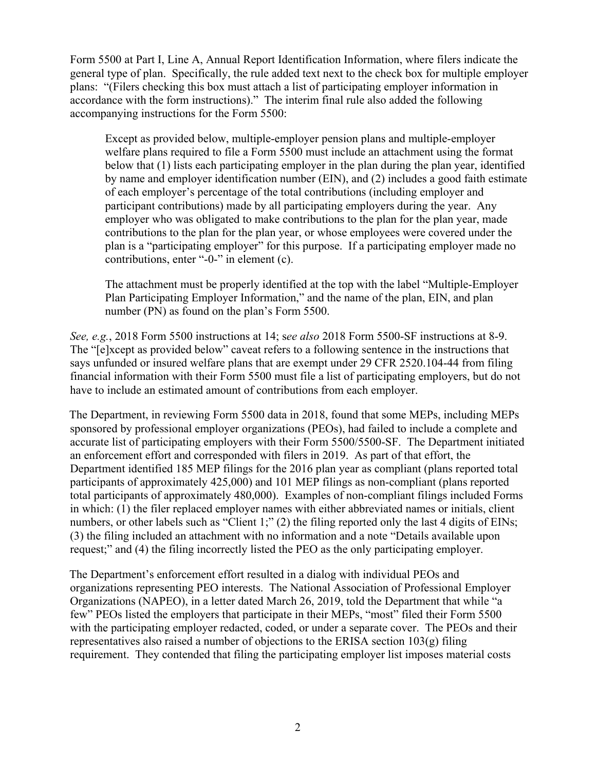Form 5500 at Part I, Line A, Annual Report Identification Information, where filers indicate the general type of plan. Specifically, the rule added text next to the check box for multiple employer plans: "(Filers checking this box must attach a list of participating employer information in accordance with the form instructions)." The interim final rule also added the following accompanying instructions for the Form 5500:

> Except as provided below, multiple-employer pension plans and multiple-employer welfare plans required to file a Form 5500 must include an attachment using the format below that (1) lists each participating employer in the plan during the plan year, identified by name and employer identification number (EIN), and (2) includes a good faith estimate of each employer's percentage of the total contributions (including employer and participant contributions) made by all participating employers during the year. Any employer who was obligated to make contributions to the plan for the plan year, made contributions to the plan for the plan year, or whose employees were covered under the plan is a "participating employer" for this purpose. If a participating employer made no contributions, enter "-0-" in element (c).
>
> The attachment must be properly identified at the top with the label "Multiple-Employer Plan Participating Employer Information," and the name of the plan, EIN, and plan number (PN) as found on the plan's Form 5500.

*See, e.g.*, 2018 Form 5500 instructions at 14; s*ee also* 2018 Form 5500-SF instructions at 8-9. The "[e]xcept as provided below" caveat refers to a following sentence in the instructions that says unfunded or insured welfare plans that are exempt under 29 CFR 2520.104-44 from filing financial information with their Form 5500 must file a list of participating employers, but do not have to include an estimated amount of contributions from each employer.

The Department, in reviewing Form 5500 data in 2018, found that some MEPs, including MEPs sponsored by professional employer organizations (PEOs), had failed to include a complete and accurate list of participating employers with their Form 5500/5500-SF. The Department initiated an enforcement effort and corresponded with filers in 2019. As part of that effort, the Department identified 185 MEP filings for the 2016 plan year as compliant (plans reported total participants of approximately 425,000) and 101 MEP filings as non-compliant (plans reported total participants of approximately 480,000). Examples of non-compliant filings included Forms in which: (1) the filer replaced employer names with either abbreviated names or initials, client numbers, or other labels such as "Client 1;" (2) the filing reported only the last 4 digits of EINs; (3) the filing included an attachment with no information and a note "Details available upon request;" and (4) the filing incorrectly listed the PEO as the only participating employer.

The Department's enforcement effort resulted in a dialog with individual PEOs and organizations representing PEO interests. The National Association of Professional Employer Organizations (NAPEO), in a letter dated March 26, 2019, told the Department that while "a few" PEOs listed the employers that participate in their MEPs, "most" filed their Form 5500 with the participating employer redacted, coded, or under a separate cover. The PEOs and their representatives also raised a number of objections to the ERISA section 103(g) filing requirement. They contended that filing the participating employer list imposes material costs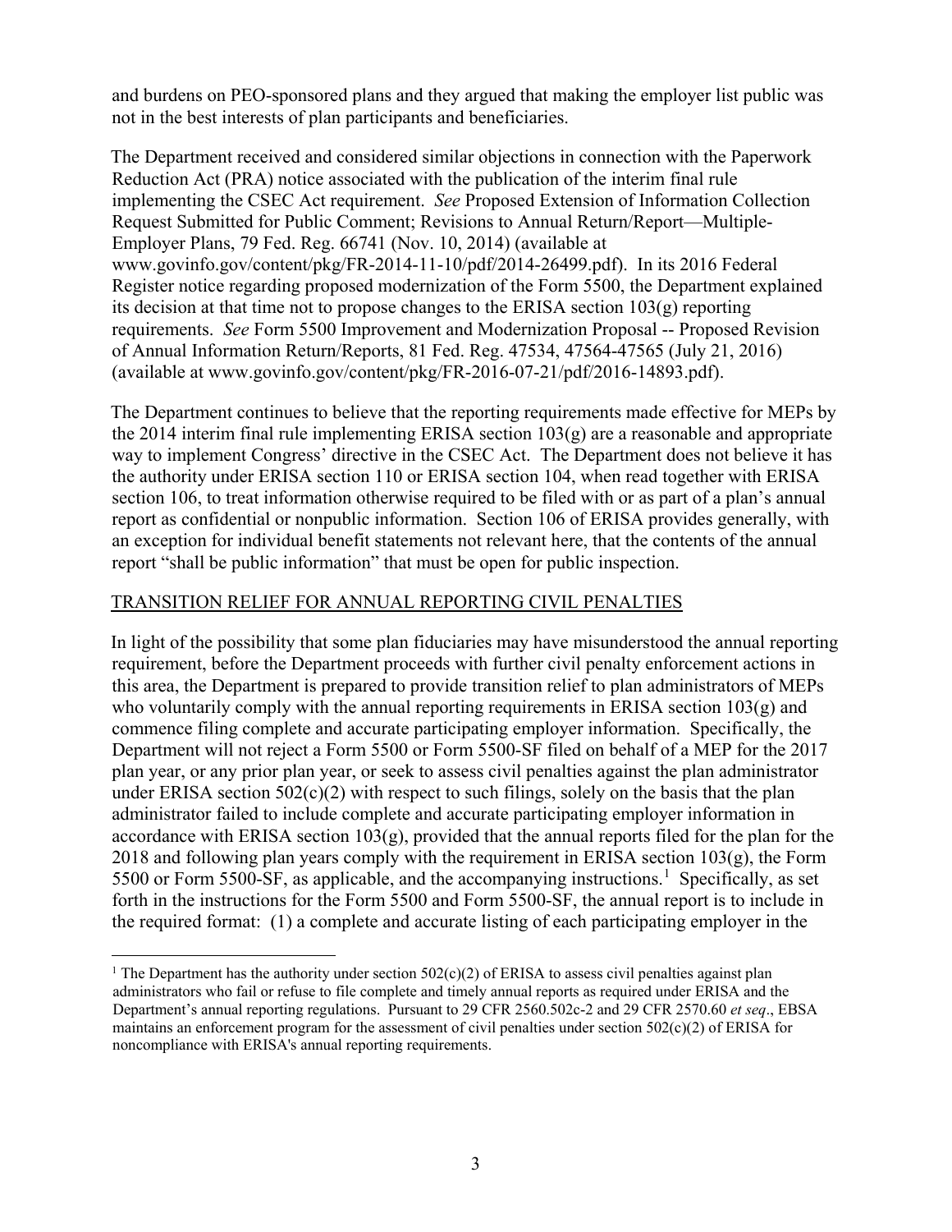and burdens on PEO-sponsored plans and they argued that making the employer list public was not in the best interests of plan participants and beneficiaries.

The Department received and considered similar objections in connection with the Paperwork Reduction Act (PRA) notice associated with the publication of the interim final rule implementing the CSEC Act requirement. *See* Proposed Extension of Information Collection Request Submitted for Public Comment; Revisions to Annual Return/Report—Multiple-Employer Plans, 79 Fed. Reg. 66741 (Nov. 10, 2014) (available at www.govinfo.gov/content/pkg/FR-2014-11-10/pdf/2014-26499.pdf). In its 2016 Federal Register notice regarding proposed modernization of the Form 5500, the Department explained its decision at that time not to propose changes to the ERISA section 103(g) reporting requirements. *See* Form 5500 Improvement and Modernization Proposal -- Proposed Revision of Annual Information Return/Reports, 81 Fed. Reg. 47534, 47564-47565 (July 21, 2016) (available at www.govinfo.gov/content/pkg/FR-2016-07-21/pdf/2016-14893.pdf).

The Department continues to believe that the reporting requirements made effective for MEPs by the 2014 interim final rule implementing ERISA section 103(g) are a reasonable and appropriate way to implement Congress' directive in the CSEC Act. The Department does not believe it has the authority under ERISA section 110 or ERISA section 104, when read together with ERISA section 106, to treat information otherwise required to be filed with or as part of a plan's annual report as confidential or nonpublic information. Section 106 of ERISA provides generally, with an exception for individual benefit statements not relevant here, that the contents of the annual report "shall be public information" that must be open for public inspection.

## TRANSITION RELIEF FOR ANNUAL REPORTING CIVIL PENALTIES

In light of the possibility that some plan fiduciaries may have misunderstood the annual reporting requirement, before the Department proceeds with further civil penalty enforcement actions in this area, the Department is prepared to provide transition relief to plan administrators of MEPs who voluntarily comply with the annual reporting requirements in ERISA section 103(g) and commence filing complete and accurate participating employer information. Specifically, the Department will not reject a Form 5500 or Form 5500-SF filed on behalf of a MEP for the 2017 plan year, or any prior plan year, or seek to assess civil penalties against the plan administrator under ERISA section 502(c)(2) with respect to such filings, solely on the basis that the plan administrator failed to include complete and accurate participating employer information in accordance with ERISA section 103(g), provided that the annual reports filed for the plan for the 2018 and following plan years comply with the requirement in ERISA section 103(g), the Form 5500 or Form 5500-SF, as applicable, and the accompanying instructions.[1] Specifically, as set forth in the instructions for the Form 5500 and Form 5500-SF, the annual report is to include in the required format: (1) a complete and accurate listing of each participating employer in the

[1] The Department has the authority under section 502(c)(2) of ERISA to assess civil penalties against plan administrators who fail or refuse to file complete and timely annual reports as required under ERISA and the Department's annual reporting regulations. Pursuant to 29 CFR 2560.502c-2 and 29 CFR 2570.60 *et seq*., EBSA maintains an enforcement program for the assessment of civil penalties under section 502(c)(2) of ERISA for noncompliance with ERISA's annual reporting requirements.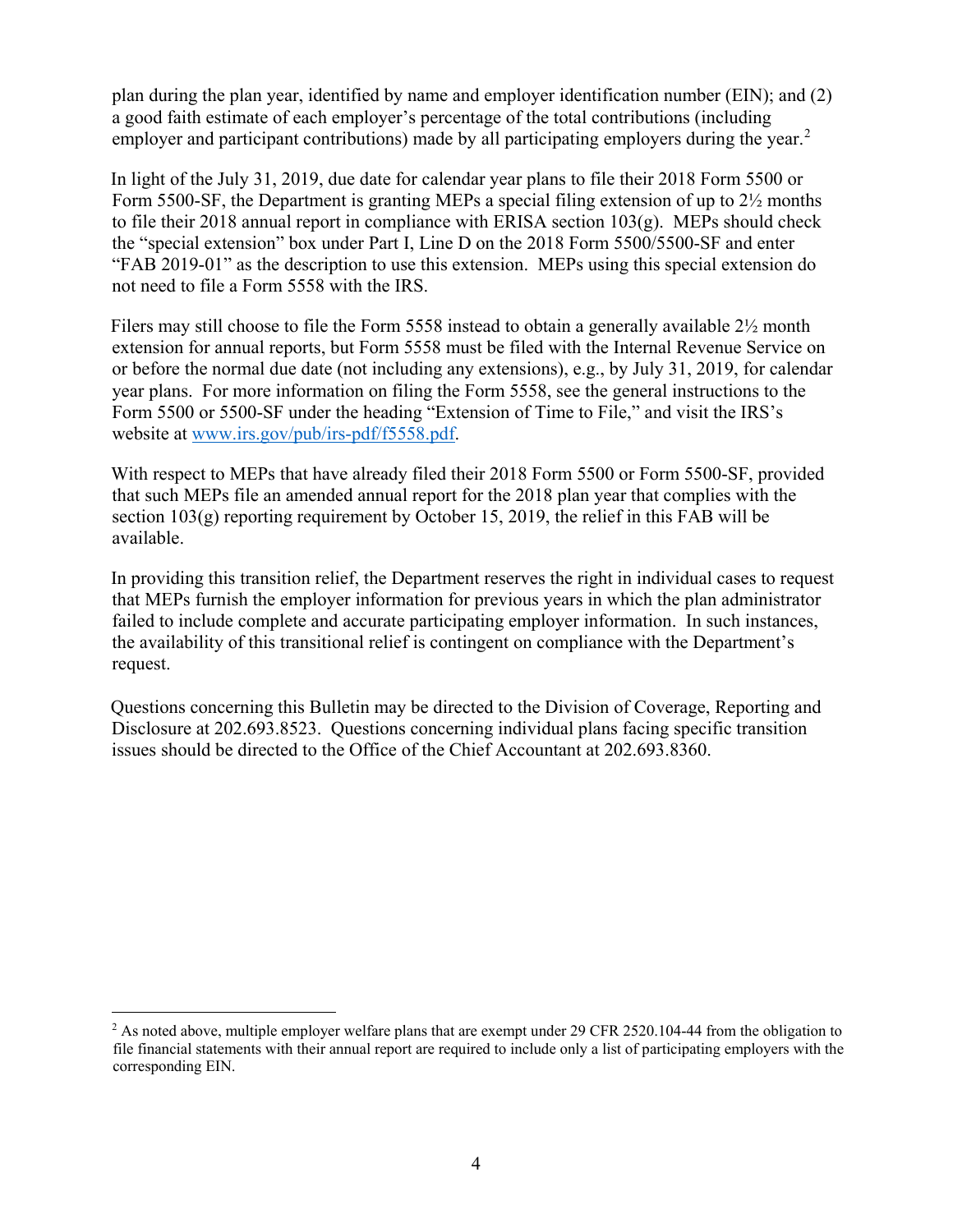plan during the plan year, identified by name and employer identification number (EIN); and (2) a good faith estimate of each employer's percentage of the total contributions (including employer and participant contributions) made by all participating employers during the year.[2]

In light of the July 31, 2019, due date for calendar year plans to file their 2018 Form 5500 or Form 5500-SF, the Department is granting MEPs a special filing extension of up to 2½ months to file their 2018 annual report in compliance with ERISA section 103(g). MEPs should check the "special extension" box under Part I, Line D on the 2018 Form 5500/5500-SF and enter "FAB 2019-01" as the description to use this extension. MEPs using this special extension do not need to file a Form 5558 with the IRS.

Filers may still choose to file the Form 5558 instead to obtain a generally available 2½ month extension for annual reports, but Form 5558 must be filed with the Internal Revenue Service on or before the normal due date (not including any extensions), e.g., by July 31, 2019, for calendar year plans. For more information on filing the Form 5558, see the general instructions to the Form 5500 or 5500-SF under the heading "Extension of Time to File," and visit the IRS's website at [www.irs.gov/pub/irs-pdf/f5558.pdf](http://www.irs.gov/pub/irs-pdf/f5558.pdf).

With respect to MEPs that have already filed their 2018 Form 5500 or Form 5500-SF, provided that such MEPs file an amended annual report for the 2018 plan year that complies with the section 103(g) reporting requirement by October 15, 2019, the relief in this FAB will be available.

In providing this transition relief, the Department reserves the right in individual cases to request that MEPs furnish the employer information for previous years in which the plan administrator failed to include complete and accurate participating employer information. In such instances, the availability of this transitional relief is contingent on compliance with the Department's request.

Questions concerning this Bulletin may be directed to the Division of Coverage, Reporting and Disclosure at 202.693.8523. Questions concerning individual plans facing specific transition issues should be directed to the Office of the Chief Accountant at 202.693.8360.

---

[2] As noted above, multiple employer welfare plans that are exempt under 29 CFR 2520.104-44 from the obligation to file financial statements with their annual report are required to include only a list of participating employers with the corresponding EIN.